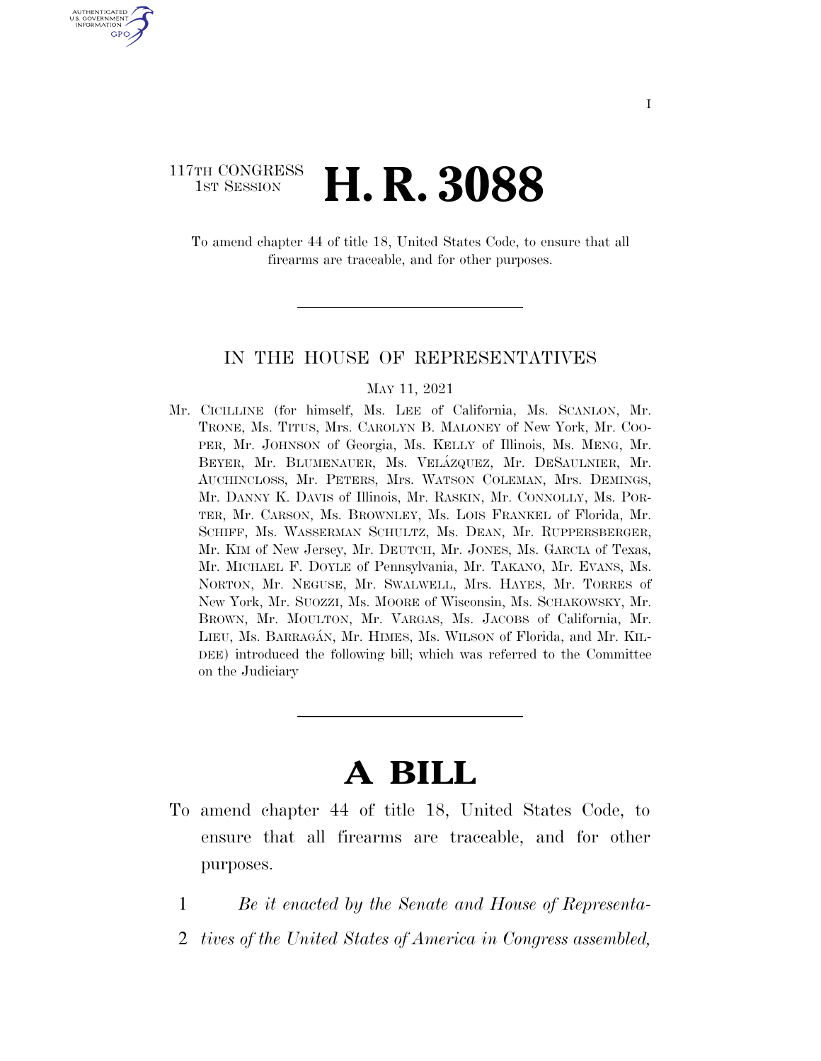117TH CONGRESS
1ST SESSION

# H. R. 3088

To amend chapter 44 of title 18, United States Code, to ensure that all firearms are traceable, and for other purposes.

---

IN THE HOUSE OF REPRESENTATIVES

MAY 11, 2021

Mr. CICILLINE (for himself, Ms. LEE of California, Ms. SCANLON, Mr. TRONE, Ms. TITUS, Mrs. CAROLYN B. MALONEY of New York, Mr. COOPER, Mr. JOHNSON of Georgia, Ms. KELLY of Illinois, Ms. MENG, Mr. BEYER, Mr. BLUMENAUER, Ms. VELÁZQUEZ, Mr. DESAULNIER, Mr. AUCHINCLOSS, Mr. PETERS, Mrs. WATSON COLEMAN, Mrs. DEMINGS, Mr. DANNY K. DAVIS of Illinois, Mr. RASKIN, Mr. CONNOLLY, Ms. PORTER, Mr. CARSON, Ms. BROWNLEY, Ms. LOIS FRANKEL of Florida, Mr. SCHIFF, Ms. WASSERMAN SCHULTZ, Ms. DEAN, Mr. RUPPERSBERGER, Mr. KIM of New Jersey, Mr. DEUTCH, Mr. JONES, Ms. GARCIA of Texas, Mr. MICHAEL F. DOYLE of Pennsylvania, Mr. TAKANO, Mr. EVANS, Ms. NORTON, Mr. NEGUSE, Mr. SWALWELL, Mrs. HAYES, Mr. TORRES of New York, Mr. SUOZZI, Ms. MOORE of Wisconsin, Ms. SCHAKOWSKY, Mr. BROWN, Mr. MOULTON, Mr. VARGAS, Ms. JACOBS of California, Mr. LIEU, Ms. BARRAGÁN, Mr. HIMES, Ms. WILSON of Florida, and Mr. KILDEE) introduced the following bill; which was referred to the Committee on the Judiciary

---

# A BILL

To amend chapter 44 of title 18, United States Code, to ensure that all firearms are traceable, and for other purposes.

1 *Be it enacted by the Senate and House of Representa-*
2 *tives of the United States of America in Congress assembled,*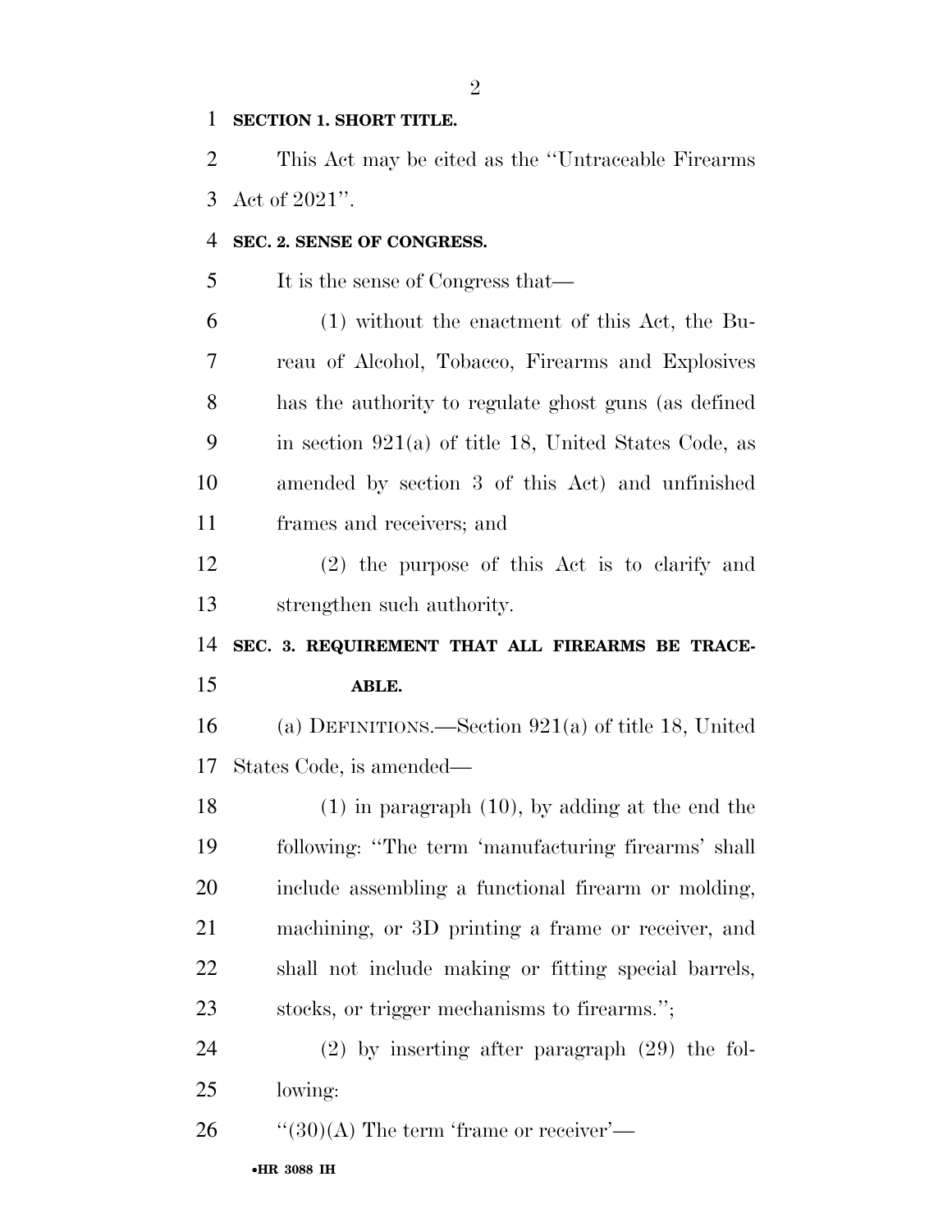**SECTION 1. SHORT TITLE.**

This Act may be cited as the "Untraceable Firearms Act of 2021".

**SEC. 2. SENSE OF CONGRESS.**

It is the sense of Congress that—

(1) without the enactment of this Act, the Bureau of Alcohol, Tobacco, Firearms and Explosives has the authority to regulate ghost guns (as defined in section 921(a) of title 18, United States Code, as amended by section 3 of this Act) and unfinished frames and receivers; and

(2) the purpose of this Act is to clarify and strengthen such authority.

**SEC. 3. REQUIREMENT THAT ALL FIREARMS BE TRACEABLE.**

(a) DEFINITIONS.—Section 921(a) of title 18, United States Code, is amended—

(1) in paragraph (10), by adding at the end the following: "The term 'manufacturing firearms' shall include assembling a functional firearm or molding, machining, or 3D printing a frame or receiver, and shall not include making or fitting special barrels, stocks, or trigger mechanisms to firearms.";

(2) by inserting after paragraph (29) the following:

"(30)(A) The term 'frame or receiver'—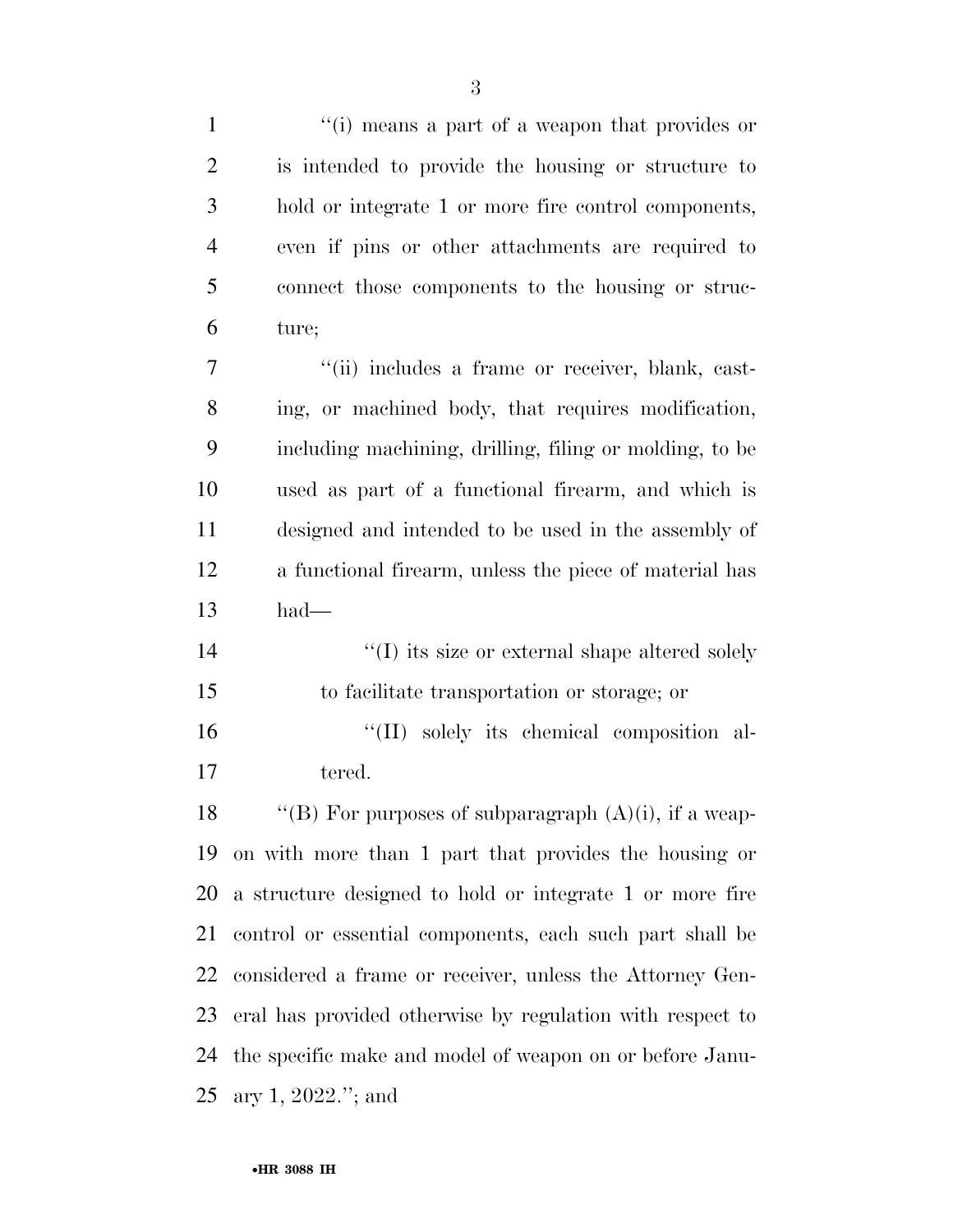''(i) means a part of a weapon that provides or is intended to provide the housing or structure to hold or integrate 1 or more fire control components, even if pins or other attachments are required to connect those components to the housing or structure;

''(ii) includes a frame or receiver, blank, casting, or machined body, that requires modification, including machining, drilling, filing or molding, to be used as part of a functional firearm, and which is designed and intended to be used in the assembly of a functional firearm, unless the piece of material has had—

''(I) its size or external shape altered solely to facilitate transportation or storage; or

''(II) solely its chemical composition altered.

''(B) For purposes of subparagraph (A)(i), if a weapon with more than 1 part that provides the housing or a structure designed to hold or integrate 1 or more fire control or essential components, each such part shall be considered a frame or receiver, unless the Attorney General has provided otherwise by regulation with respect to the specific make and model of weapon on or before January 1, 2022.''; and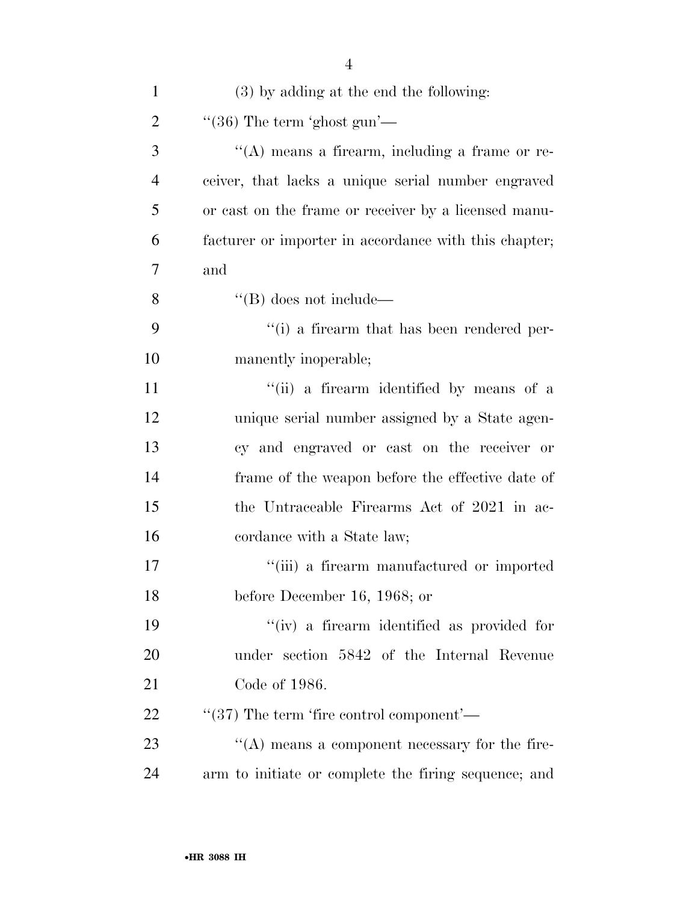(3) by adding at the end the following:

''(36) The term 'ghost gun'—

''(A) means a firearm, including a frame or receiver, that lacks a unique serial number engraved or cast on the frame or receiver by a licensed manufacturer or importer in accordance with this chapter; and

''(B) does not include—

''(i) a firearm that has been rendered permanently inoperable;

''(ii) a firearm identified by means of a unique serial number assigned by a State agency and engraved or cast on the receiver or frame of the weapon before the effective date of the Untraceable Firearms Act of 2021 in accordance with a State law;

''(iii) a firearm manufactured or imported before December 16, 1968; or

''(iv) a firearm identified as provided for under section 5842 of the Internal Revenue Code of 1986.

''(37) The term 'fire control component'—

''(A) means a component necessary for the firearm to initiate or complete the firing sequence; and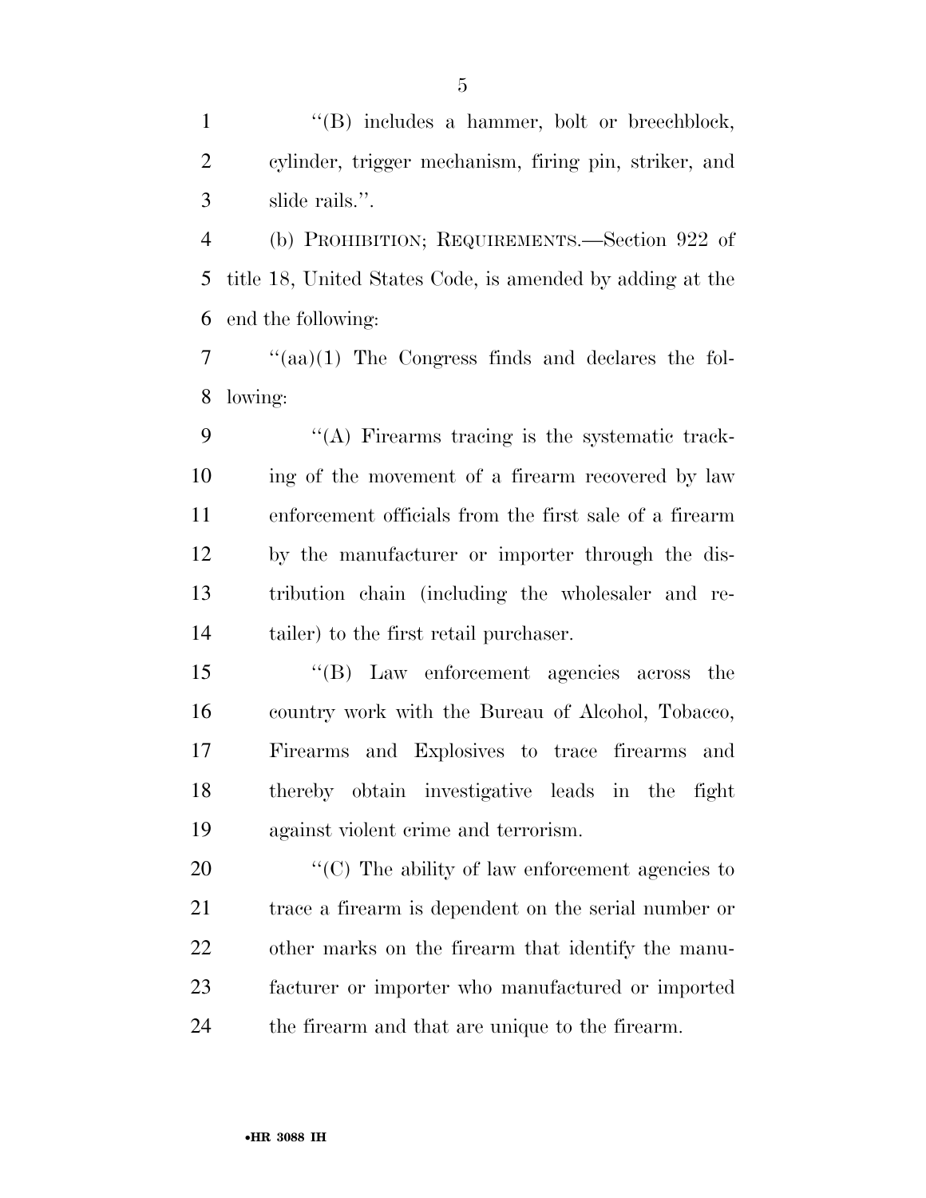''(B) includes a hammer, bolt or breechblock, cylinder, trigger mechanism, firing pin, striker, and slide rails.''.

(b) PROHIBITION; REQUIREMENTS.—Section 922 of title 18, United States Code, is amended by adding at the end the following:

''(aa)(1) The Congress finds and declares the following:

''(A) Firearms tracing is the systematic tracking of the movement of a firearm recovered by law enforcement officials from the first sale of a firearm by the manufacturer or importer through the distribution chain (including the wholesaler and retailer) to the first retail purchaser.

''(B) Law enforcement agencies across the country work with the Bureau of Alcohol, Tobacco, Firearms and Explosives to trace firearms and thereby obtain investigative leads in the fight against violent crime and terrorism.

''(C) The ability of law enforcement agencies to trace a firearm is dependent on the serial number or other marks on the firearm that identify the manufacturer or importer who manufactured or imported the firearm and that are unique to the firearm.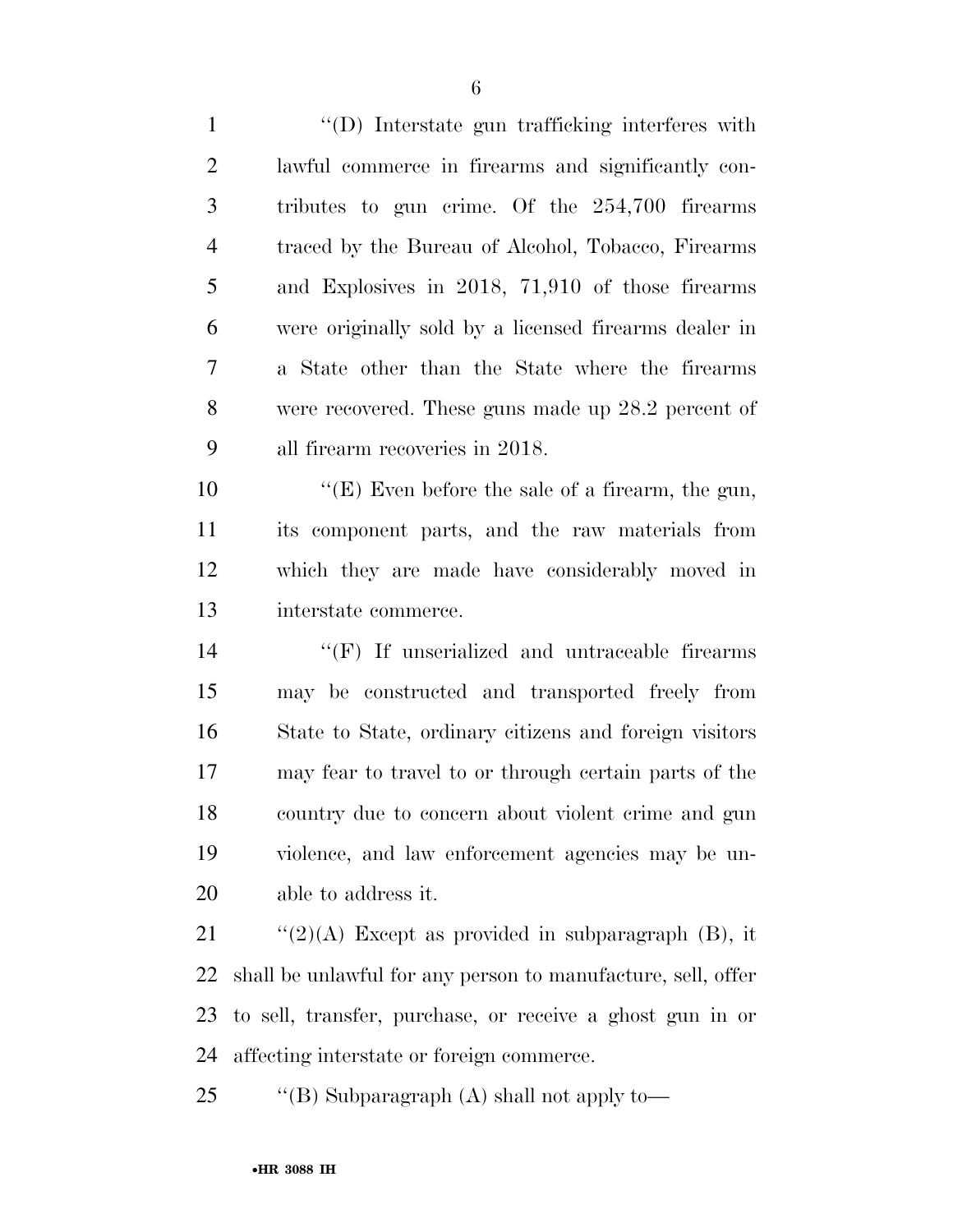"(D) Interstate gun trafficking interferes with lawful commerce in firearms and significantly contributes to gun crime. Of the 254,700 firearms traced by the Bureau of Alcohol, Tobacco, Firearms and Explosives in 2018, 71,910 of those firearms were originally sold by a licensed firearms dealer in a State other than the State where the firearms were recovered. These guns made up 28.2 percent of all firearm recoveries in 2018.

"(E) Even before the sale of a firearm, the gun, its component parts, and the raw materials from which they are made have considerably moved in interstate commerce.

"(F) If unserialized and untraceable firearms may be constructed and transported freely from State to State, ordinary citizens and foreign visitors may fear to travel to or through certain parts of the country due to concern about violent crime and gun violence, and law enforcement agencies may be unable to address it.

"(2)(A) Except as provided in subparagraph (B), it shall be unlawful for any person to manufacture, sell, offer to sell, transfer, purchase, or receive a ghost gun in or affecting interstate or foreign commerce.

"(B) Subparagraph (A) shall not apply to—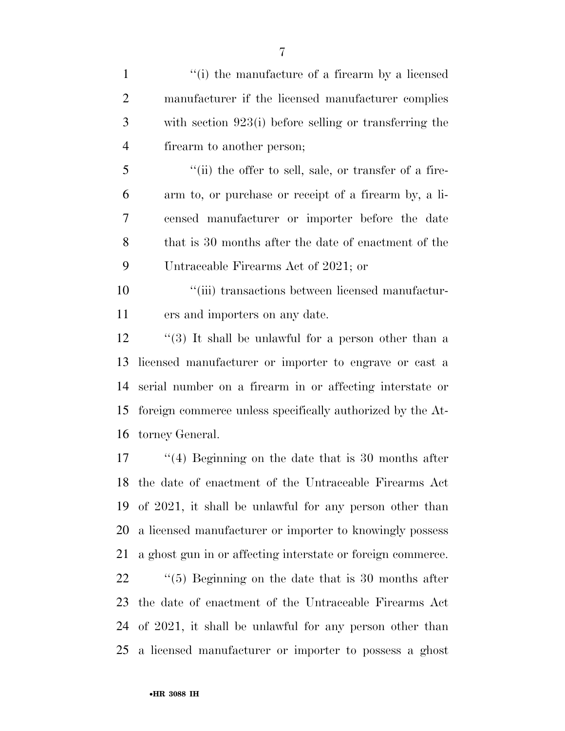"(i) the manufacture of a firearm by a licensed manufacturer if the licensed manufacturer complies with section 923(i) before selling or transferring the firearm to another person;

"(ii) the offer to sell, sale, or transfer of a firearm to, or purchase or receipt of a firearm by, a licensed manufacturer or importer before the date that is 30 months after the date of enactment of the Untraceable Firearms Act of 2021; or

"(iii) transactions between licensed manufacturers and importers on any date.

"(3) It shall be unlawful for a person other than a licensed manufacturer or importer to engrave or cast a serial number on a firearm in or affecting interstate or foreign commerce unless specifically authorized by the Attorney General.

"(4) Beginning on the date that is 30 months after the date of enactment of the Untraceable Firearms Act of 2021, it shall be unlawful for any person other than a licensed manufacturer or importer to knowingly possess a ghost gun in or affecting interstate or foreign commerce.

"(5) Beginning on the date that is 30 months after the date of enactment of the Untraceable Firearms Act of 2021, it shall be unlawful for any person other than a licensed manufacturer or importer to possess a ghost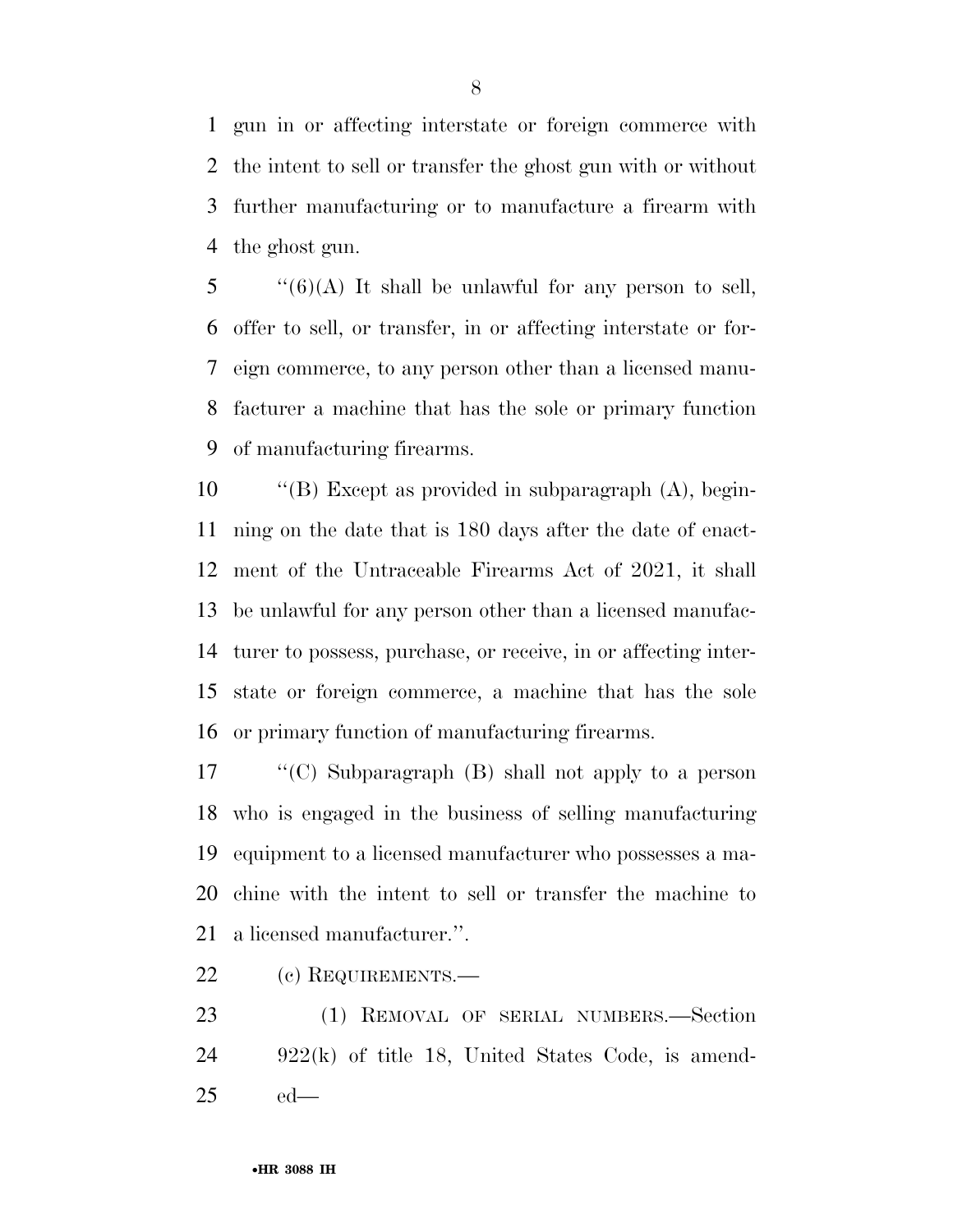gun in or affecting interstate or foreign commerce with the intent to sell or transfer the ghost gun with or without further manufacturing or to manufacture a firearm with the ghost gun.

"(6)(A) It shall be unlawful for any person to sell, offer to sell, or transfer, in or affecting interstate or foreign commerce, to any person other than a licensed manufacturer a machine that has the sole or primary function of manufacturing firearms.

"(B) Except as provided in subparagraph (A), beginning on the date that is 180 days after the date of enactment of the Untraceable Firearms Act of 2021, it shall be unlawful for any person other than a licensed manufacturer to possess, purchase, or receive, in or affecting interstate or foreign commerce, a machine that has the sole or primary function of manufacturing firearms.

"(C) Subparagraph (B) shall not apply to a person who is engaged in the business of selling manufacturing equipment to a licensed manufacturer who possesses a machine with the intent to sell or transfer the machine to a licensed manufacturer.".

(c) REQUIREMENTS.—

(1) REMOVAL OF SERIAL NUMBERS.—Section 922(k) of title 18, United States Code, is amended—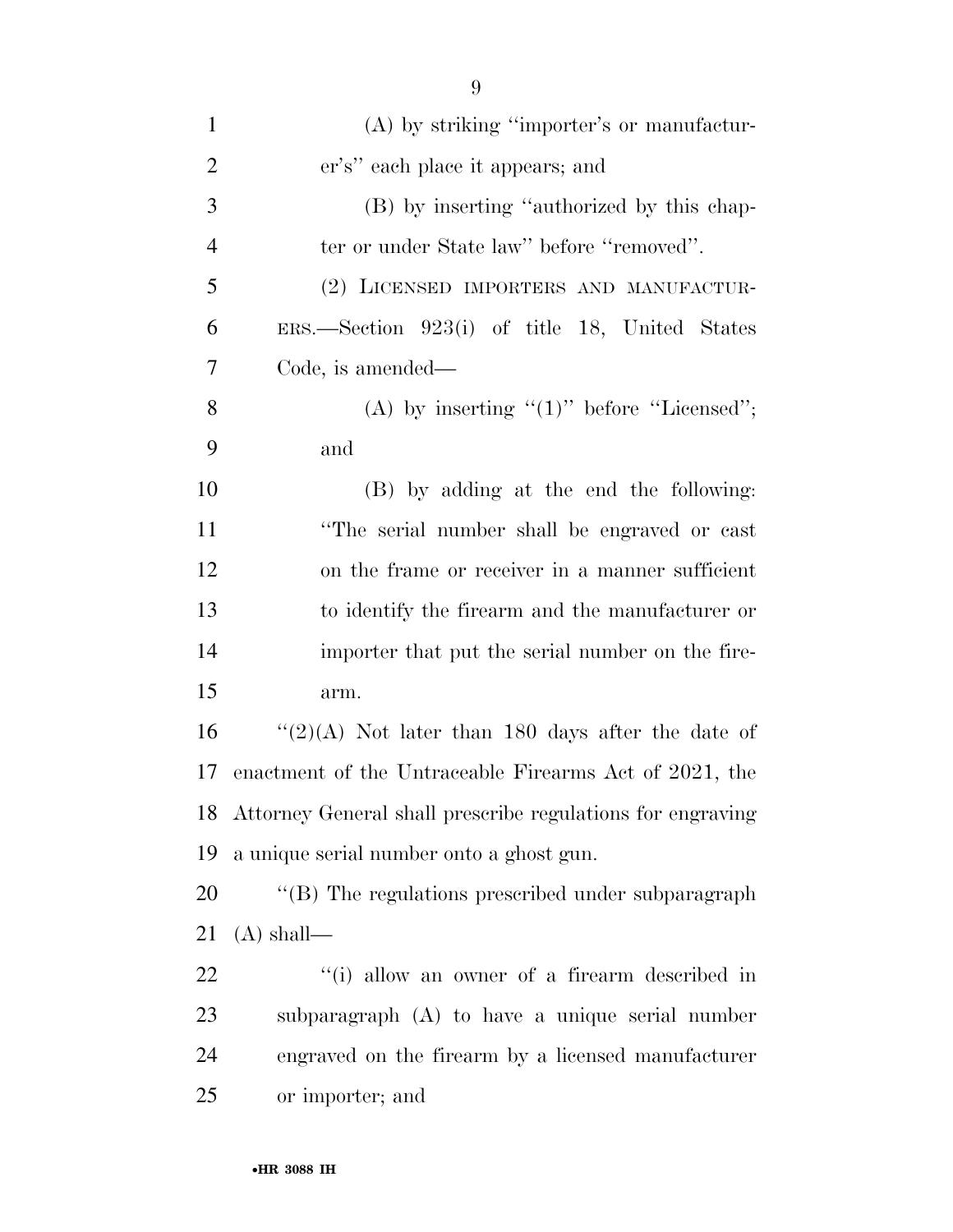(A) by striking ''importer's or manufacturer's'' each place it appears; and

(B) by inserting ''authorized by this chapter or under State law'' before ''removed''.

(2) LICENSED IMPORTERS AND MANUFACTURERS.—Section 923(i) of title 18, United States Code, is amended—

(A) by inserting ''(1)'' before ''Licensed''; and

(B) by adding at the end the following: ''The serial number shall be engraved or cast on the frame or receiver in a manner sufficient to identify the firearm and the manufacturer or importer that put the serial number on the firearm.

''(2)(A) Not later than 180 days after the date of enactment of the Untraceable Firearms Act of 2021, the Attorney General shall prescribe regulations for engraving a unique serial number onto a ghost gun.

''(B) The regulations prescribed under subparagraph (A) shall—

''(i) allow an owner of a firearm described in subparagraph (A) to have a unique serial number engraved on the firearm by a licensed manufacturer or importer; and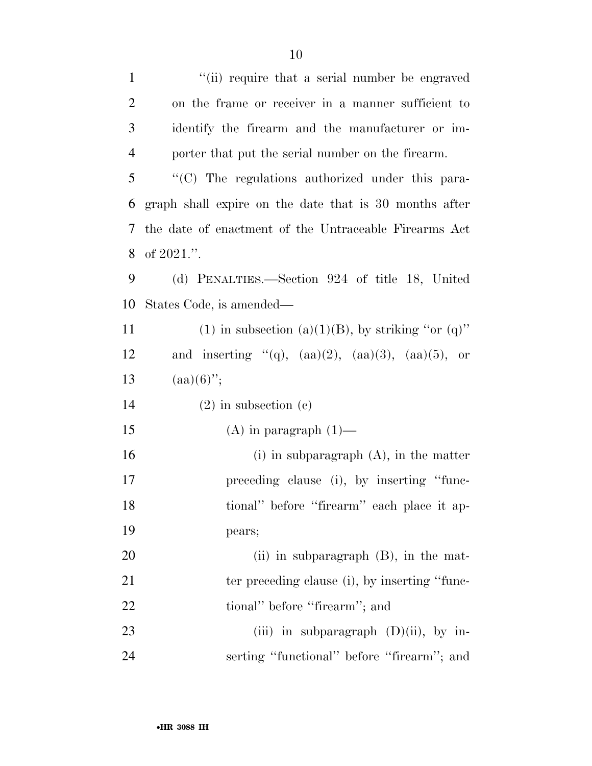''(ii) require that a serial number be engraved on the frame or receiver in a manner sufficient to identify the firearm and the manufacturer or importer that put the serial number on the firearm.

''(C) The regulations authorized under this paragraph shall expire on the date that is 30 months after the date of enactment of the Untraceable Firearms Act of 2021.''.

(d) PENALTIES.—Section 924 of title 18, United States Code, is amended—

(1) in subsection (a)(1)(B), by striking ''or (q)'' and inserting ''(q), (aa)(2), (aa)(3), (aa)(5), or (aa)(6)'';

(2) in subsection (c)

(A) in paragraph (1)—

(i) in subparagraph (A), in the matter preceding clause (i), by inserting ''functional'' before ''firearm'' each place it appears;

(ii) in subparagraph (B), in the matter preceding clause (i), by inserting ''functional'' before ''firearm''; and

(iii) in subparagraph (D)(ii), by inserting ''functional'' before ''firearm''; and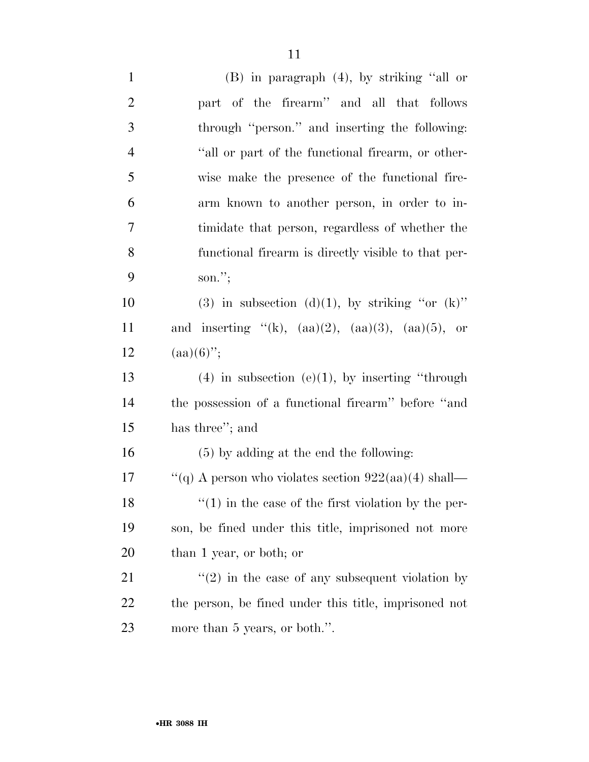(B) in paragraph (4), by striking ''all or part of the firearm'' and all that follows through ''person.'' and inserting the following: ''all or part of the functional firearm, or otherwise make the presence of the functional firearm known to another person, in order to intimidate that person, regardless of whether the functional firearm is directly visible to that person.'';

(3) in subsection (d)(1), by striking ''or (k)'' and inserting ''(k), (aa)(2), (aa)(3), (aa)(5), or (aa)(6)'';

(4) in subsection (e)(1), by inserting ''through the possession of a functional firearm'' before ''and has three''; and

(5) by adding at the end the following:

''(q) A person who violates section 922(aa)(4) shall—

''(1) in the case of the first violation by the person, be fined under this title, imprisoned not more than 1 year, or both; or

''(2) in the case of any subsequent violation by the person, be fined under this title, imprisoned not more than 5 years, or both.''.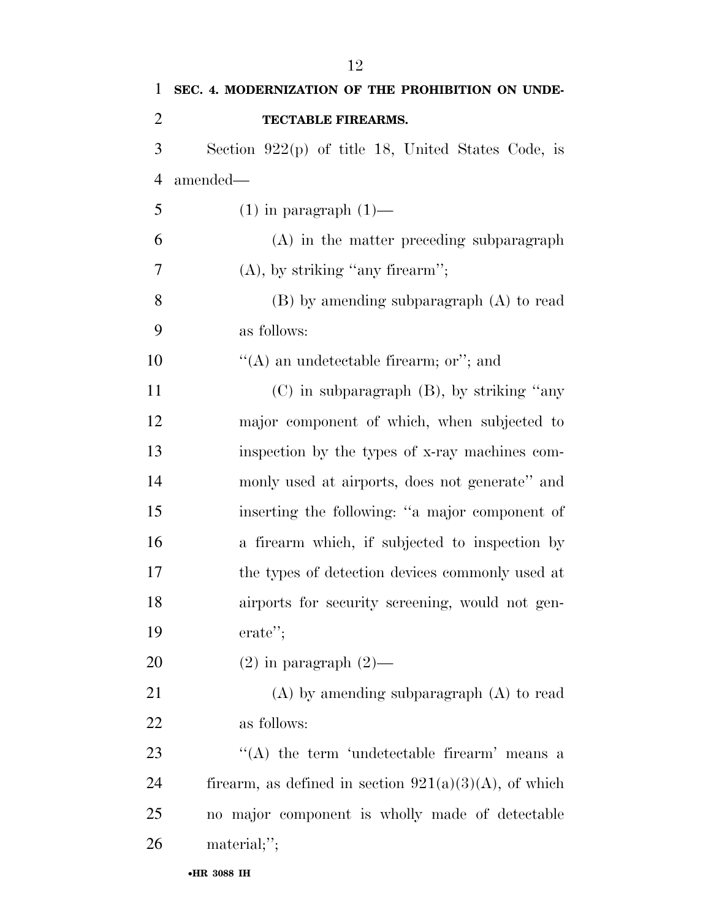**SEC. 4. MODERNIZATION OF THE PROHIBITION ON UNDETECTABLE FIREARMS.**

Section 922(p) of title 18, United States Code, is amended—

(1) in paragraph (1)—

(A) in the matter preceding subparagraph (A), by striking "any firearm";

(B) by amending subparagraph (A) to read as follows:

"(A) an undetectable firearm; or"; and

(C) in subparagraph (B), by striking "any major component of which, when subjected to inspection by the types of x-ray machines commonly used at airports, does not generate" and inserting the following: "a major component of a firearm which, if subjected to inspection by the types of detection devices commonly used at airports for security screening, would not generate";

(2) in paragraph (2)—

(A) by amending subparagraph (A) to read as follows:

"(A) the term 'undetectable firearm' means a firearm, as defined in section 921(a)(3)(A), of which no major component is wholly made of detectable material;";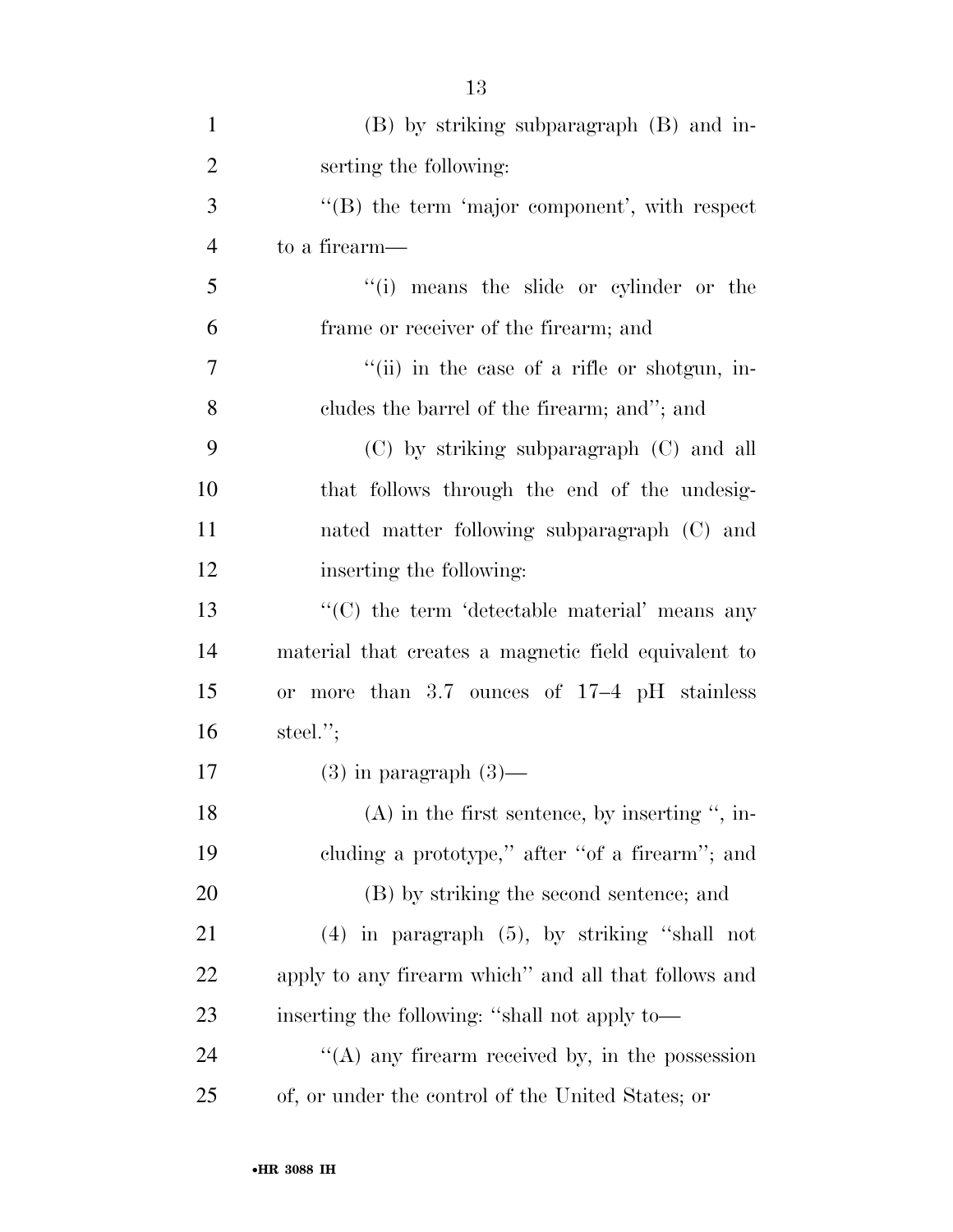(B) by striking subparagraph (B) and inserting the following:

''(B) the term 'major component', with respect to a firearm—

''(i) means the slide or cylinder or the frame or receiver of the firearm; and

''(ii) in the case of a rifle or shotgun, includes the barrel of the firearm; and''; and

(C) by striking subparagraph (C) and all that follows through the end of the undesignated matter following subparagraph (C) and inserting the following:

''(C) the term 'detectable material' means any material that creates a magnetic field equivalent to or more than 3.7 ounces of 17–4 pH stainless steel.'';

(3) in paragraph (3)—

(A) in the first sentence, by inserting '', including a prototype,'' after ''of a firearm''; and

(B) by striking the second sentence; and

(4) in paragraph (5), by striking ''shall not apply to any firearm which'' and all that follows and inserting the following: ''shall not apply to—

''(A) any firearm received by, in the possession of, or under the control of the United States; or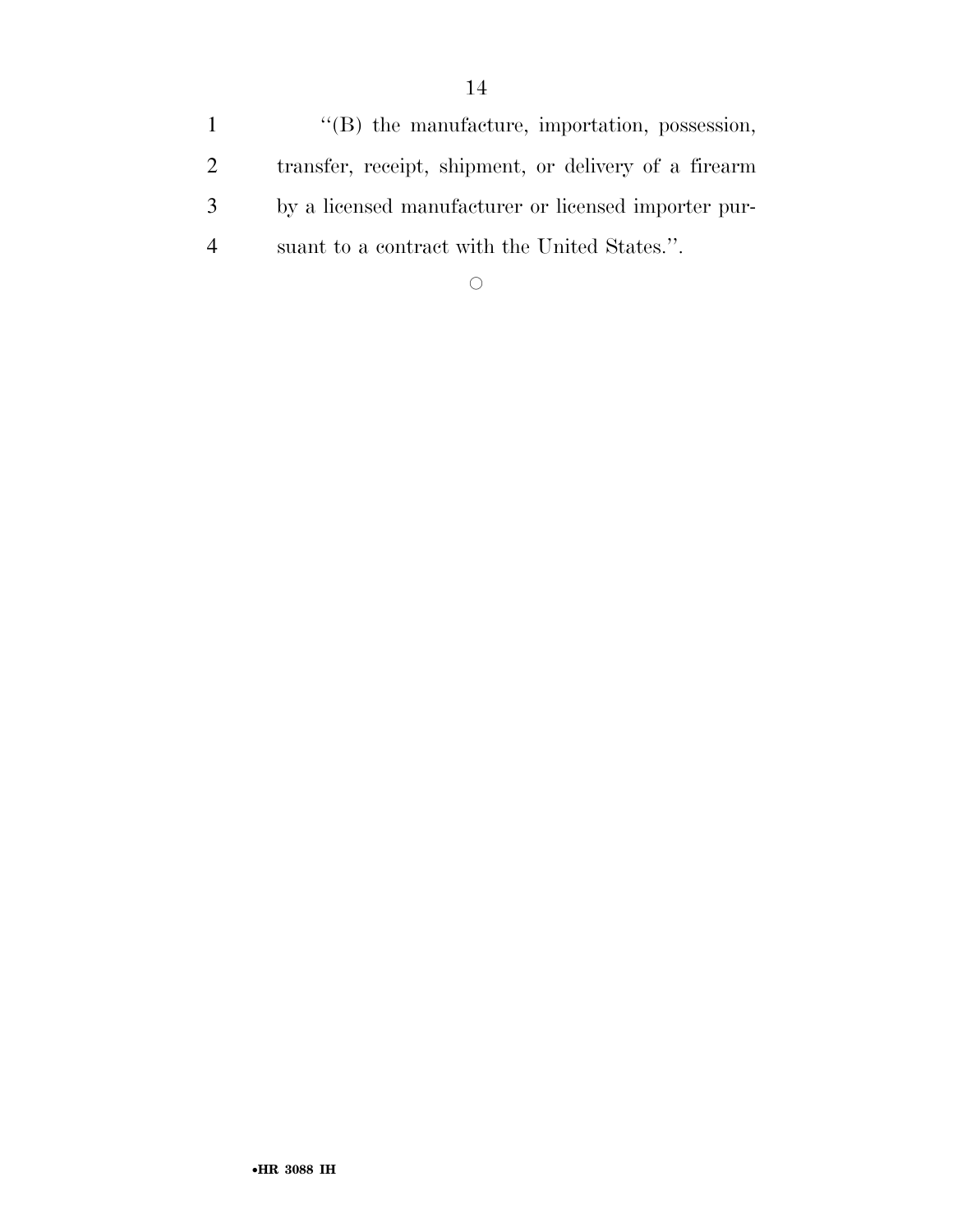''(B) the manufacture, importation, possession, transfer, receipt, shipment, or delivery of a firearm by a licensed manufacturer or licensed importer pursuant to a contract with the United States.''.

○